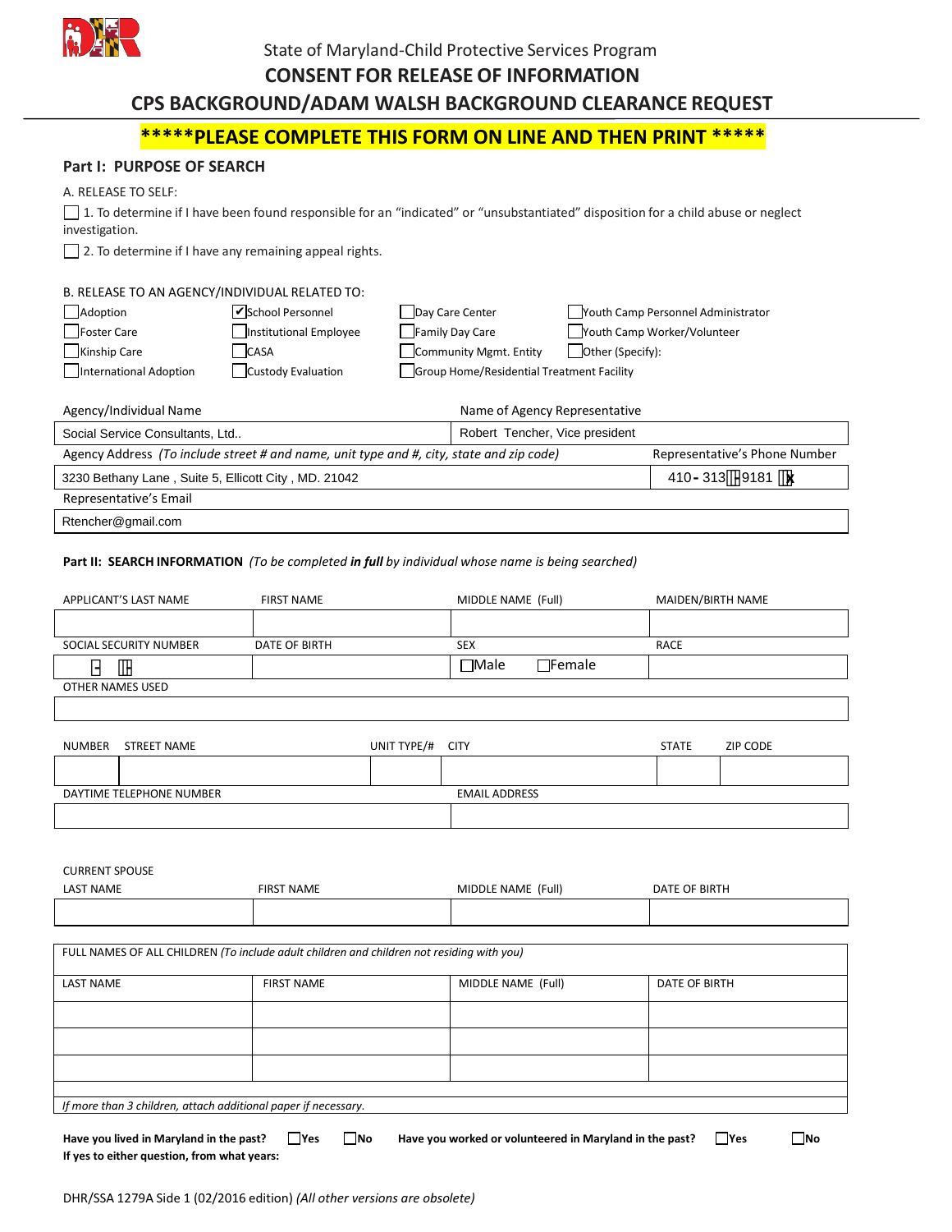State of Maryland-Child Protective Services Program

# CONSENT FOR RELEASE OF INFORMATION

## CPS BACKGROUND/ADAM WALSH BACKGROUND CLEARANCE REQUEST

**\*\*\*\*\*PLEASE COMPLETE THIS FORM ON LINE AND THEN PRINT \*\*\*\*\***

### Part I: PURPOSE OF SEARCH

A. RELEASE TO SELF:

☐ 1. To determine if I have been found responsible for an "indicated" or "unsubstantiated" disposition for a child abuse or neglect investigation.

☐ 2. To determine if I have any remaining appeal rights.

B. RELEASE TO AN AGENCY/INDIVIDUAL RELATED TO:

| | | | |
|---|---|---|---|
| ☐ Adoption | ☑ School Personnel | ☐ Day Care Center | ☐ Youth Camp Personnel Administrator |
| ☐ Foster Care | ☐ Institutional Employee | ☐ Family Day Care | ☐ Youth Camp Worker/Volunteer |
| ☐ Kinship Care | ☐ CASA | ☐ Community Mgmt. Entity | ☐ Other (Specify): |
| ☐ International Adoption | ☐ Custody Evaluation | ☐ Group Home/Residential Treatment Facility | |

| Agency/Individual Name | Name of Agency Representative |
|---|---|
| Social Service Consultants, Ltd.. | Robert Tencher, Vice president |
| **Agency Address** *(To include street # and name, unit type and #, city, state and zip code)* | **Representative's Phone Number** |
| 3230 Bethany Lane , Suite 5, Ellicott City , MD. 21042 | 410- 313-9181 |
| **Representative's Email** | |
| Rtencher@gmail.com | |

### Part II: SEARCH INFORMATION *(To be completed **in full** by individual whose name is being searched)*

| APPLICANT'S LAST NAME | FIRST NAME | MIDDLE NAME (Full) | MAIDEN/BIRTH NAME |
|---|---|---|---|
| | | | |
| **SOCIAL SECURITY NUMBER** | **DATE OF BIRTH** | **SEX** | **RACE** |
| - - | | ☐ Male ☐ Female | |
| **OTHER NAMES USED** | | | |
| | | | |

| NUMBER | STREET NAME | UNIT TYPE/# | CITY | STATE | ZIP CODE |
|---|---|---|---|---|---|
| | | | | | |

| DAYTIME TELEPHONE NUMBER | EMAIL ADDRESS |
|---|---|
| | |

CURRENT SPOUSE

| LAST NAME | FIRST NAME | MIDDLE NAME (Full) | DATE OF BIRTH |
|---|---|---|---|
| | | | |

FULL NAMES OF ALL CHILDREN *(To include adult children and children not residing with you)*

| LAST NAME | FIRST NAME | MIDDLE NAME (Full) | DATE OF BIRTH |
|---|---|---|---|
| | | | |
| | | | |
| | | | |

*If more than 3 children, attach additional paper if necessary.*

**Have you lived in Maryland in the past?** ☐ **Yes** ☐ **No** **Have you worked or volunteered in Maryland in the past?** ☐ **Yes** ☐ **No**

**If yes to either question, from what years:**

DHR/SSA 1279A Side 1 (02/2016 edition) *(All other versions are obsolete)*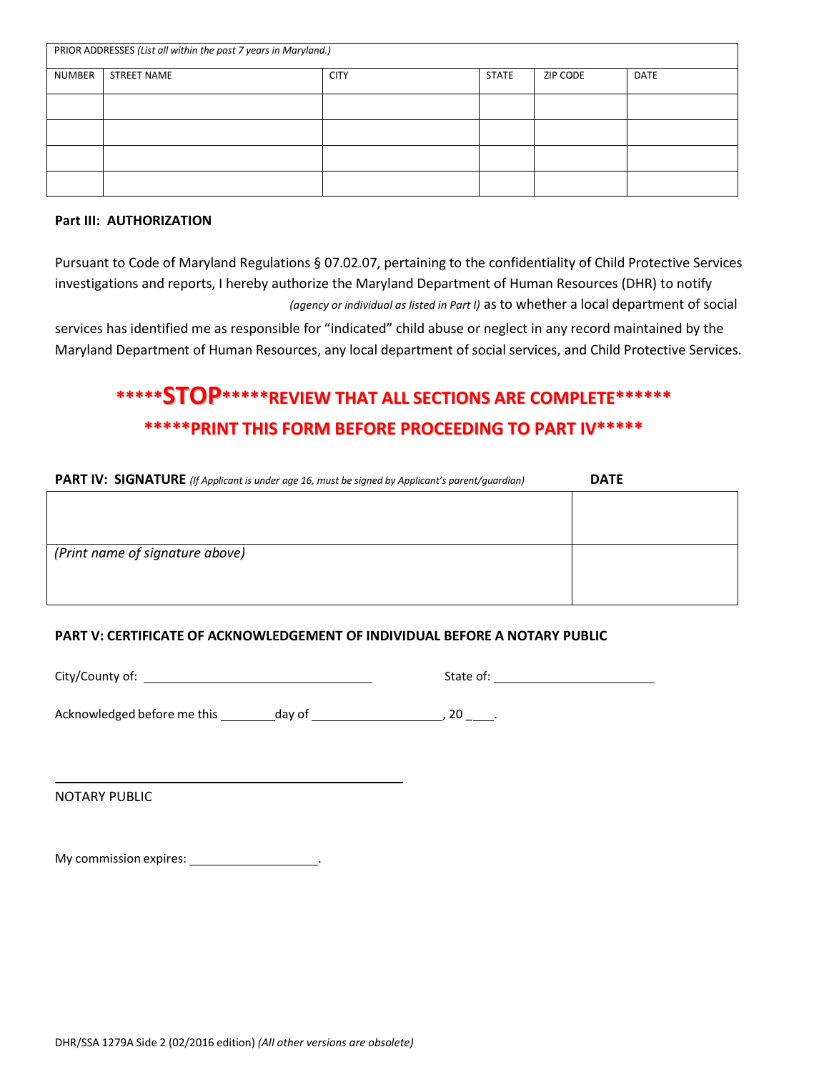| PRIOR ADDRESSES *(List all within the past 7 years in Maryland.)* | | | | | |
|---|---|---|---|---|---|
| NUMBER | STREET NAME | CITY | STATE | ZIP CODE | DATE |
| | | | | | |
| | | | | | |
| | | | | | |
| | | | | | |

**Part III: AUTHORIZATION**

Pursuant to Code of Maryland Regulations § 07.02.07, pertaining to the confidentiality of Child Protective Services investigations and reports, I hereby authorize the Maryland Department of Human Resources (DHR) to notify *(agency or individual as listed in Part I)* as to whether a local department of social services has identified me as responsible for "indicated" child abuse or neglect in any record maintained by the Maryland Department of Human Resources, any local department of social services, and Child Protective Services.

**\*\*\*\*\*STOP\*\*\*\*\*REVIEW THAT ALL SECTIONS ARE COMPLETE\*\*\*\*\*\***

**\*\*\*\*\*PRINT THIS FORM BEFORE PROCEEDING TO PART IV\*\*\*\*\***

| **PART IV: SIGNATURE** *(If Applicant is under age 16, must be signed by Applicant's parent/guardian)* | **DATE** |
|---|---|
| | |
| *(Print name of signature above)* | |

**PART V: CERTIFICATE OF ACKNOWLEDGEMENT OF INDIVIDUAL BEFORE A NOTARY PUBLIC**

City/County of: ______________________ State of: ______________________

Acknowledged before me this ________ day of __________________, 20 ___.

______________________________________

NOTARY PUBLIC

My commission expires: __________________.

DHR/SSA 1279A Side 2 (02/2016 edition) *(All other versions are obsolete)*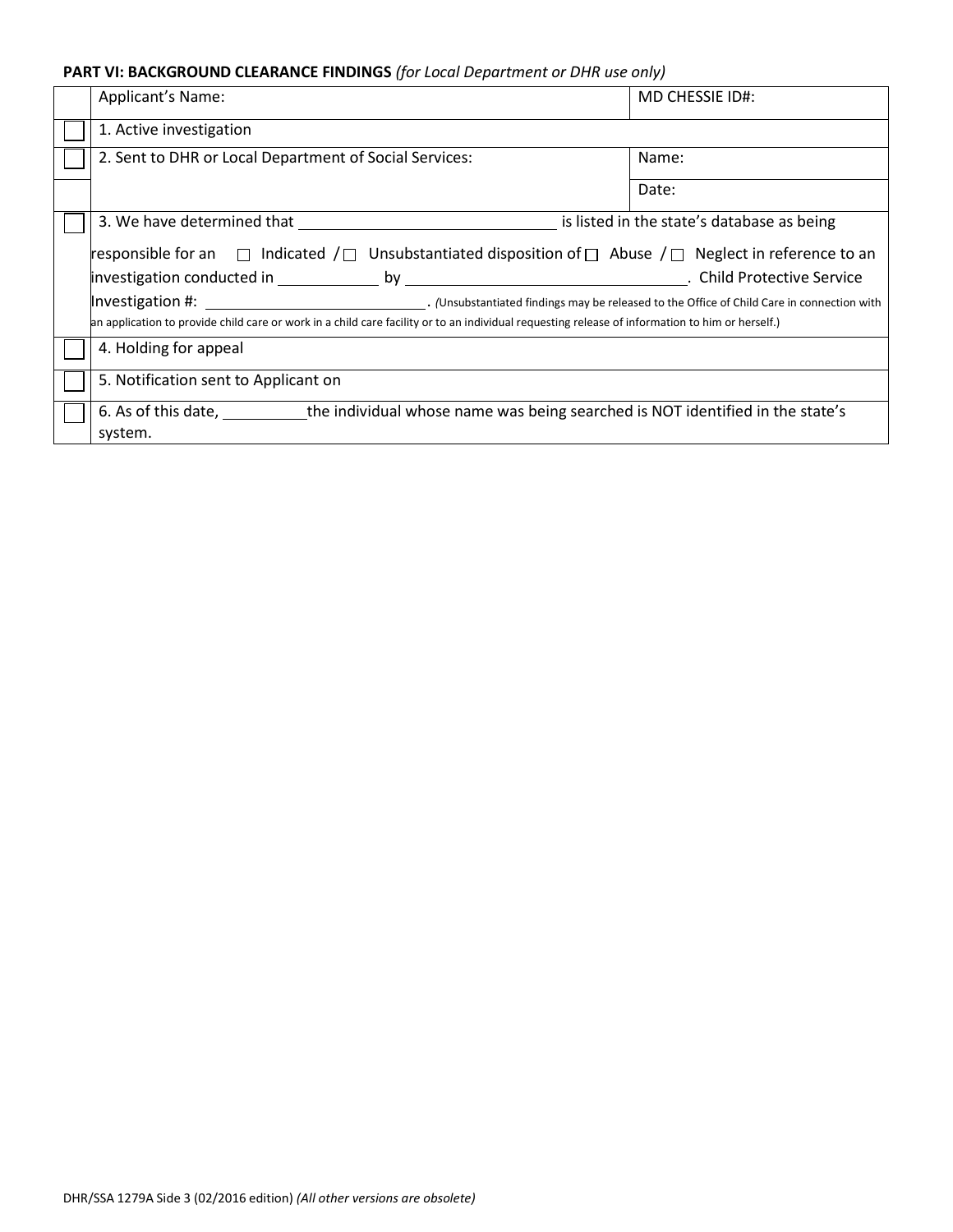**PART VI: BACKGROUND CLEARANCE FINDINGS** *(for Local Department or DHR use only)*

| | | |
|---|---|---|
| | Applicant's Name: | MD CHESSIE ID#: |
| ☐ | 1. Active investigation | |
| ☐ | 2. Sent to DHR or Local Department of Social Services: | Name: |
| | | Date: |
| ☐ | 3. We have determined that ______________________ is listed in the state's database as being responsible for an ☐ Indicated / ☐ Unsubstantiated disposition of ☐ Abuse / ☐ Neglect in reference to an investigation conducted in __________ by ______________________. Child Protective Service Investigation #: ____________________. *(Unsubstantiated findings may be released to the Office of Child Care in connection with an application to provide child care or work in a child care facility or to an individual requesting release of information to him or herself.)* | |
| ☐ | 4. Holding for appeal | |
| ☐ | 5. Notification sent to Applicant on | |
| ☐ | 6. As of this date, ________ the individual whose name was being searched is NOT identified in the state's system. | |

DHR/SSA 1279A Side 3 (02/2016 edition) *(All other versions are obsolete)*